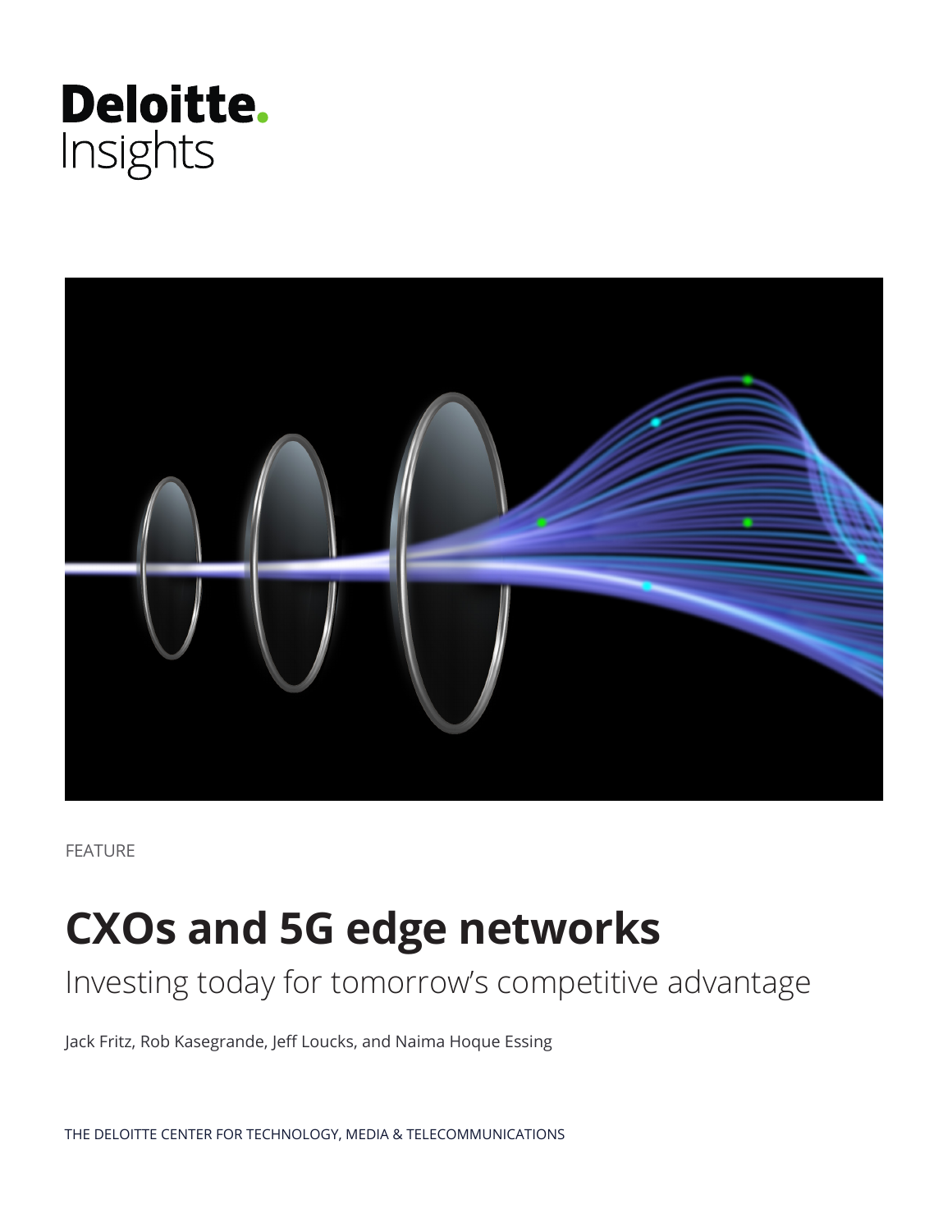Deloitte.
Insights

FEATURE

# CXOs and 5G edge networks

## Investing today for tomorrow's competitive advantage

Jack Fritz, Rob Kasegrande, Jeff Loucks, and Naima Hoque Essing

THE DELOITTE CENTER FOR TECHNOLOGY, MEDIA & TELECOMMUNICATIONS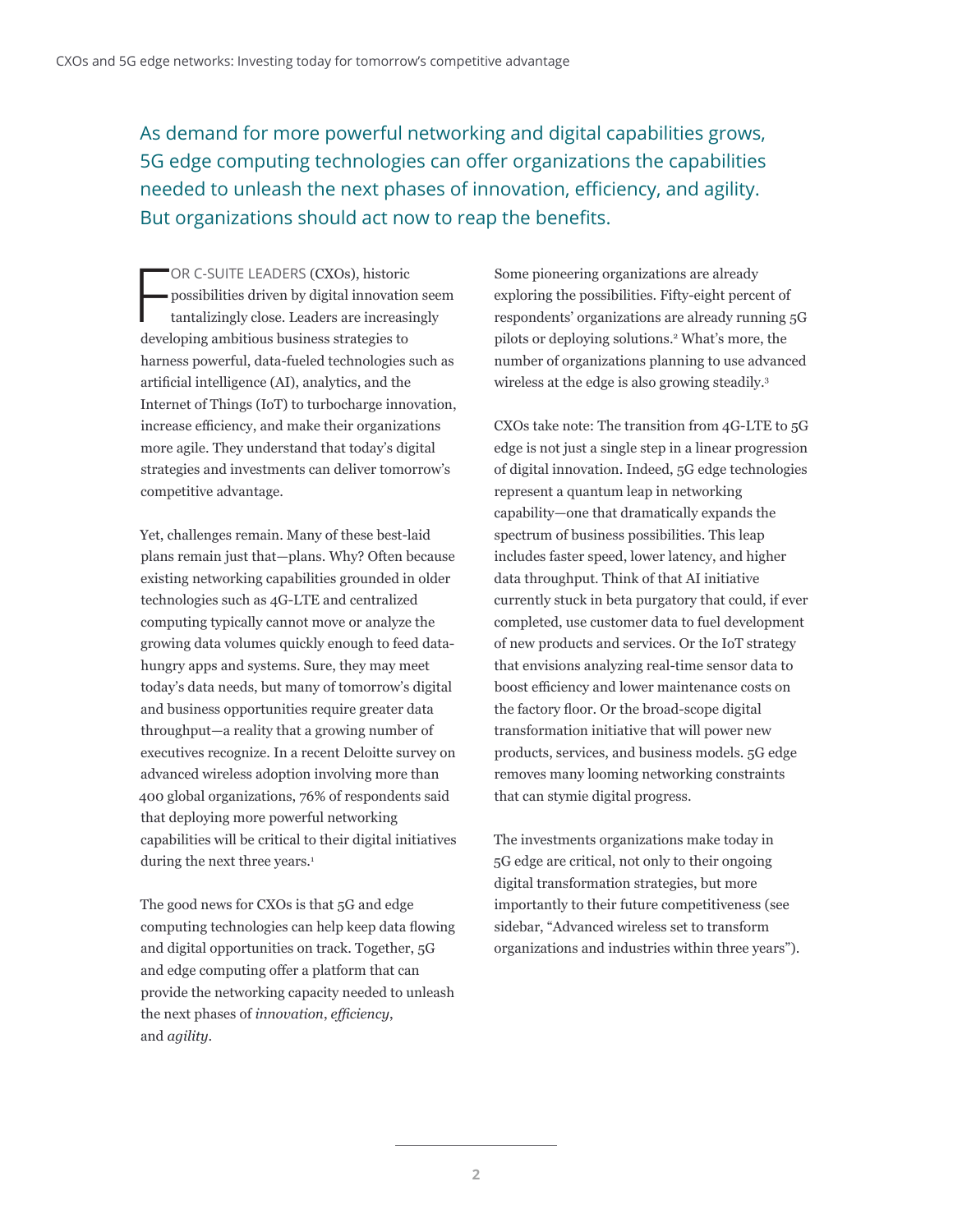As demand for more powerful networking and digital capabilities grows, 5G edge computing technologies can offer organizations the capabilities needed to unleash the next phases of innovation, efficiency, and agility. But organizations should act now to reap the benefits.

FOR C-SUITE LEADERS (CXOs), historic possibilities driven by digital innovation seem tantalizingly close. Leaders are increasingly developing ambitious business strategies to harness powerful, data-fueled technologies such as artificial intelligence (AI), analytics, and the Internet of Things (IoT) to turbocharge innovation, increase efficiency, and make their organizations more agile. They understand that today's digital strategies and investments can deliver tomorrow's competitive advantage.

Yet, challenges remain. Many of these best-laid plans remain just that—plans. Why? Often because existing networking capabilities grounded in older technologies such as 4G-LTE and centralized computing typically cannot move or analyze the growing data volumes quickly enough to feed data-hungry apps and systems. Sure, they may meet today's data needs, but many of tomorrow's digital and business opportunities require greater data throughput—a reality that a growing number of executives recognize. In a recent Deloitte survey on advanced wireless adoption involving more than 400 global organizations, 76% of respondents said that deploying more powerful networking capabilities will be critical to their digital initiatives during the next three years.[1]

The good news for CXOs is that 5G and edge computing technologies can help keep data flowing and digital opportunities on track. Together, 5G and edge computing offer a platform that can provide the networking capacity needed to unleash the next phases of *innovation*, *efficiency*, and *agility*.

Some pioneering organizations are already exploring the possibilities. Fifty-eight percent of respondents' organizations are already running 5G pilots or deploying solutions.[2] What's more, the number of organizations planning to use advanced wireless at the edge is also growing steadily.[3]

CXOs take note: The transition from 4G-LTE to 5G edge is not just a single step in a linear progression of digital innovation. Indeed, 5G edge technologies represent a quantum leap in networking capability—one that dramatically expands the spectrum of business possibilities. This leap includes faster speed, lower latency, and higher data throughput. Think of that AI initiative currently stuck in beta purgatory that could, if ever completed, use customer data to fuel development of new products and services. Or the IoT strategy that envisions analyzing real-time sensor data to boost efficiency and lower maintenance costs on the factory floor. Or the broad-scope digital transformation initiative that will power new products, services, and business models. 5G edge removes many looming networking constraints that can stymie digital progress.

The investments organizations make today in 5G edge are critical, not only to their ongoing digital transformation strategies, but more importantly to their future competitiveness (see sidebar, "Advanced wireless set to transform organizations and industries within three years").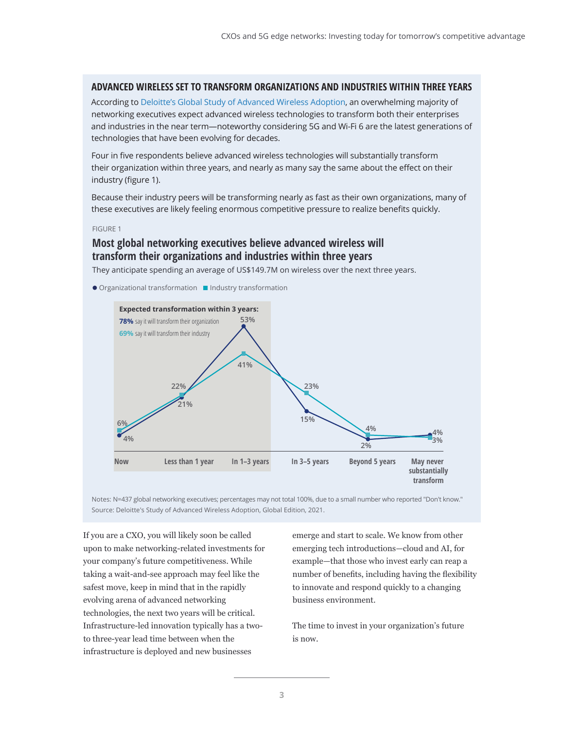## ADVANCED WIRELESS SET TO TRANSFORM ORGANIZATIONS AND INDUSTRIES WITHIN THREE YEARS

According to Deloitte's Global Study of Advanced Wireless Adoption, an overwhelming majority of networking executives expect advanced wireless technologies to transform both their enterprises and industries in the near term—noteworthy considering 5G and Wi-Fi 6 are the latest generations of technologies that have been evolving for decades.

Four in five respondents believe advanced wireless technologies will substantially transform their organization within three years, and nearly as many say the same about the effect on their industry (figure 1).

Because their industry peers will be transforming nearly as fast as their own organizations, many of these executives are likely feeling enormous competitive pressure to realize benefits quickly.

FIGURE 1

### Most global networking executives believe advanced wireless will transform their organizations and industries within three years

They anticipate spending an average of US$149.7M on wireless over the next three years.

● Organizational transformation ■ Industry transformation

**Expected transformation within 3 years:**
**78%** say it will transform their organization
**69%** say it will transform their industry

| | Now | Less than 1 year | In 1–3 years | In 3–5 years | Beyond 5 years | May never substantially transform |
|---|---|---|---|---|---|---|
| Organizational transformation | 4% | 21% | 53% | 15% | 2% | 4% |
| Industry transformation | 6% | 22% | 41% | 23% | 4% | 3% |

Notes: N=437 global networking executives; percentages may not total 100%, due to a small number who reported "Don't know."
Source: Deloitte's Study of Advanced Wireless Adoption, Global Edition, 2021.

If you are a CXO, you will likely soon be called upon to make networking-related investments for your company's future competitiveness. While taking a wait-and-see approach may feel like the safest move, keep in mind that in the rapidly evolving arena of advanced networking technologies, the next two years will be critical. Infrastructure-led innovation typically has a two- to three-year lead time between when the infrastructure is deployed and new businesses emerge and start to scale. We know from other emerging tech introductions—cloud and AI, for example—that those who invest early can reap a number of benefits, including having the flexibility to innovate and respond quickly to a changing business environment.

The time to invest in your organization's future is now.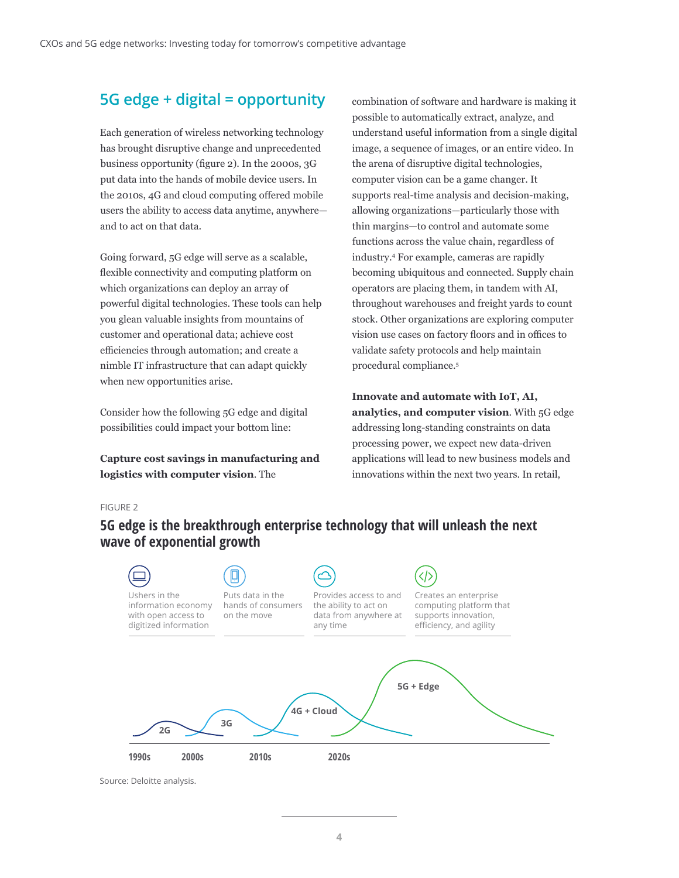## 5G edge + digital = opportunity

Each generation of wireless networking technology has brought disruptive change and unprecedented business opportunity (figure 2). In the 2000s, 3G put data into the hands of mobile device users. In the 2010s, 4G and cloud computing offered mobile users the ability to access data anytime, anywhere—and to act on that data.

Going forward, 5G edge will serve as a scalable, flexible connectivity and computing platform on which organizations can deploy an array of powerful digital technologies. These tools can help you glean valuable insights from mountains of customer and operational data; achieve cost efficiencies through automation; and create a nimble IT infrastructure that can adapt quickly when new opportunities arise.

Consider how the following 5G edge and digital possibilities could impact your bottom line:

**Capture cost savings in manufacturing and logistics with computer vision**. The combination of software and hardware is making it possible to automatically extract, analyze, and understand useful information from a single digital image, a sequence of images, or an entire video. In the arena of disruptive digital technologies, computer vision can be a game changer. It supports real-time analysis and decision-making, allowing organizations—particularly those with thin margins—to control and automate some functions across the value chain, regardless of industry.[4] For example, cameras are rapidly becoming ubiquitous and connected. Supply chain operators are placing them, in tandem with AI, throughout warehouses and freight yards to count stock. Other organizations are exploring computer vision use cases on factory floors and in offices to validate safety protocols and help maintain procedural compliance.[5]

**Innovate and automate with IoT, AI, analytics, and computer vision**. With 5G edge addressing long-standing constraints on data processing power, we expect new data-driven applications will lead to new business models and innovations within the next two years. In retail,

FIGURE 2

**5G edge is the breakthrough enterprise technology that will unleash the next wave of exponential growth**

| 2G | 3G | 4G + Cloud | 5G + Edge |
|---|---|---|---|
| Ushers in the information economy with open access to digitized information | Puts data in the hands of consumers on the move | Provides access to and the ability to act on data from anywhere at any time | Creates an enterprise computing platform that supports innovation, efficiency, and agility |

1990s 2000s 2010s 2020s

Source: Deloitte analysis.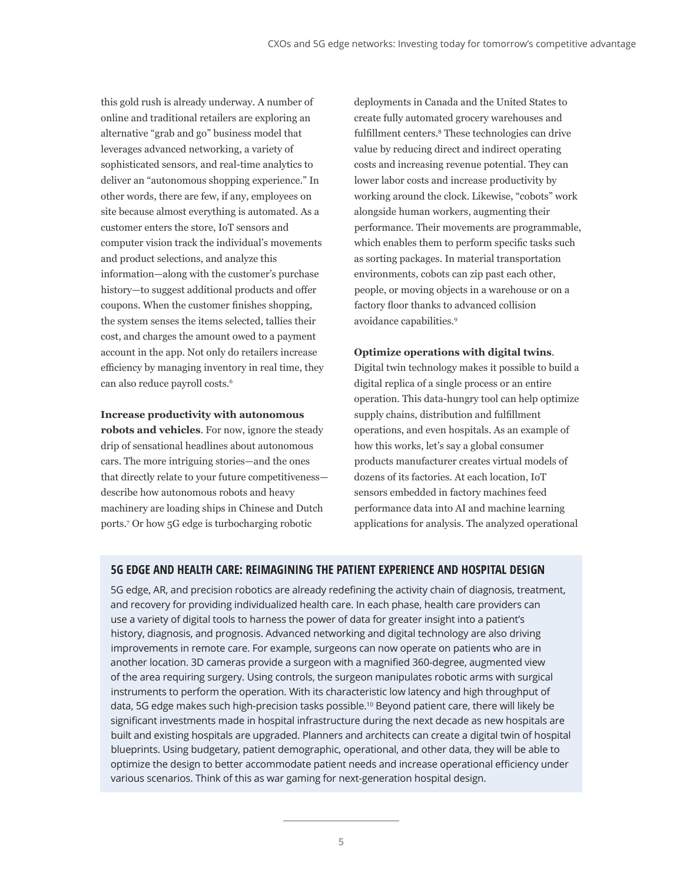this gold rush is already underway. A number of online and traditional retailers are exploring an alternative "grab and go" business model that leverages advanced networking, a variety of sophisticated sensors, and real-time analytics to deliver an "autonomous shopping experience." In other words, there are few, if any, employees on site because almost everything is automated. As a customer enters the store, IoT sensors and computer vision track the individual's movements and product selections, and analyze this information—along with the customer's purchase history—to suggest additional products and offer coupons. When the customer finishes shopping, the system senses the items selected, tallies their cost, and charges the amount owed to a payment account in the app. Not only do retailers increase efficiency by managing inventory in real time, they can also reduce payroll costs.[6]

**Increase productivity with autonomous robots and vehicles**. For now, ignore the steady drip of sensational headlines about autonomous cars. The more intriguing stories—and the ones that directly relate to your future competitiveness—describe how autonomous robots and heavy machinery are loading ships in Chinese and Dutch ports.[7] Or how 5G edge is turbocharging robotic deployments in Canada and the United States to create fully automated grocery warehouses and fulfillment centers.[8] These technologies can drive value by reducing direct and indirect operating costs and increasing revenue potential. They can lower labor costs and increase productivity by working around the clock. Likewise, "cobots" work alongside human workers, augmenting their performance. Their movements are programmable, which enables them to perform specific tasks such as sorting packages. In material transportation environments, cobots can zip past each other, people, or moving objects in a warehouse or on a factory floor thanks to advanced collision avoidance capabilities.[9]

**Optimize operations with digital twins**. Digital twin technology makes it possible to build a digital replica of a single process or an entire operation. This data-hungry tool can help optimize supply chains, distribution and fulfillment operations, and even hospitals. As an example of how this works, let's say a global consumer products manufacturer creates virtual models of dozens of its factories. At each location, IoT sensors embedded in factory machines feed performance data into AI and machine learning applications for analysis. The analyzed operational

### 5G EDGE AND HEALTH CARE: REIMAGINING THE PATIENT EXPERIENCE AND HOSPITAL DESIGN

5G edge, AR, and precision robotics are already redefining the activity chain of diagnosis, treatment, and recovery for providing individualized health care. In each phase, health care providers can use a variety of digital tools to harness the power of data for greater insight into a patient's history, diagnosis, and prognosis. Advanced networking and digital technology are also driving improvements in remote care. For example, surgeons can now operate on patients who are in another location. 3D cameras provide a surgeon with a magnified 360-degree, augmented view of the area requiring surgery. Using controls, the surgeon manipulates robotic arms with surgical instruments to perform the operation. With its characteristic low latency and high throughput of data, 5G edge makes such high-precision tasks possible.[10] Beyond patient care, there will likely be significant investments made in hospital infrastructure during the next decade as new hospitals are built and existing hospitals are upgraded. Planners and architects can create a digital twin of hospital blueprints. Using budgetary, patient demographic, operational, and other data, they will be able to optimize the design to better accommodate patient needs and increase operational efficiency under various scenarios. Think of this as war gaming for next-generation hospital design.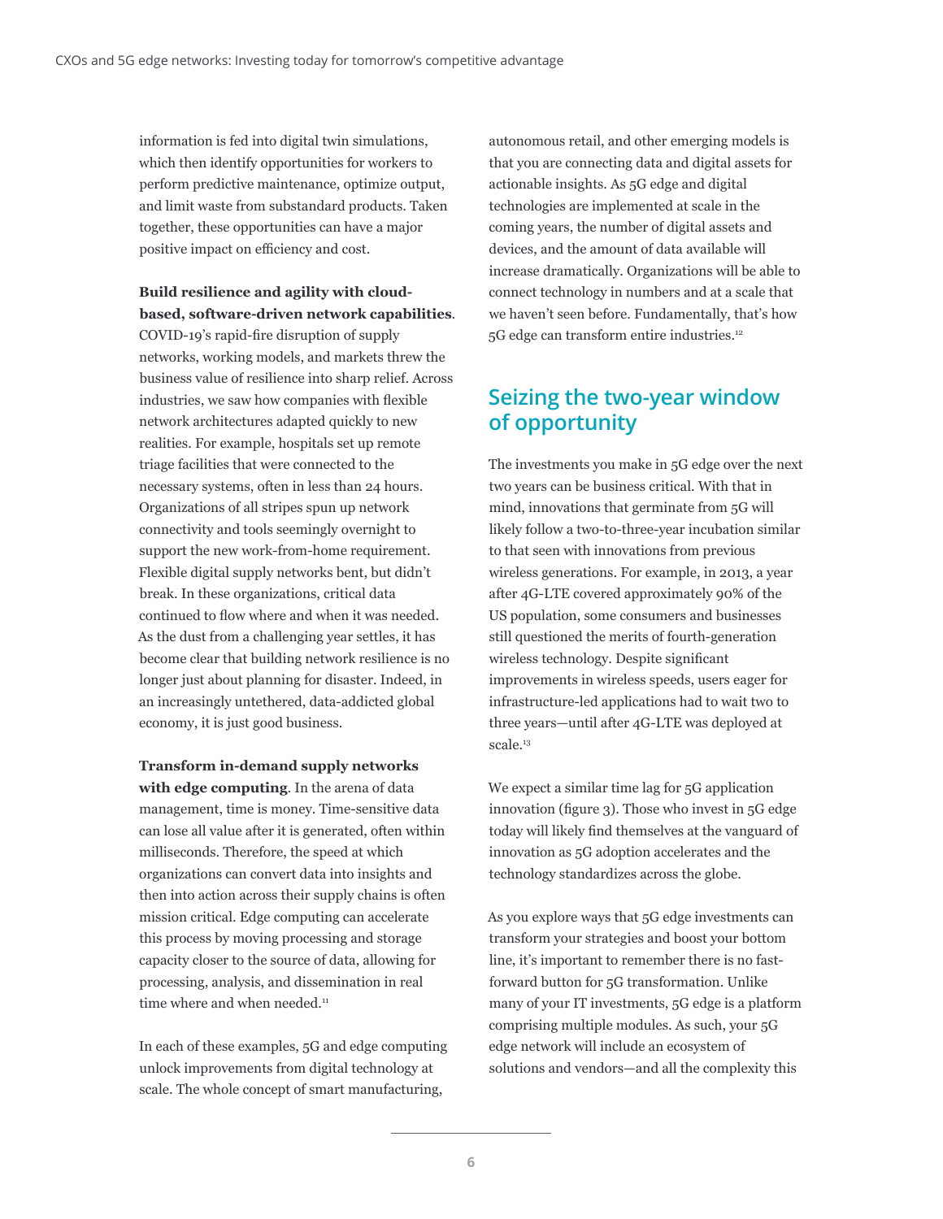information is fed into digital twin simulations, which then identify opportunities for workers to perform predictive maintenance, optimize output, and limit waste from substandard products. Taken together, these opportunities can have a major positive impact on efficiency and cost.

**Build resilience and agility with cloud-based, software-driven network capabilities**. COVID-19's rapid-fire disruption of supply networks, working models, and markets threw the business value of resilience into sharp relief. Across industries, we saw how companies with flexible network architectures adapted quickly to new realities. For example, hospitals set up remote triage facilities that were connected to the necessary systems, often in less than 24 hours. Organizations of all stripes spun up network connectivity and tools seemingly overnight to support the new work-from-home requirement. Flexible digital supply networks bent, but didn't break. In these organizations, critical data continued to flow where and when it was needed. As the dust from a challenging year settles, it has become clear that building network resilience is no longer just about planning for disaster. Indeed, in an increasingly untethered, data-addicted global economy, it is just good business.

**Transform in-demand supply networks with edge computing**. In the arena of data management, time is money. Time-sensitive data can lose all value after it is generated, often within milliseconds. Therefore, the speed at which organizations can convert data into insights and then into action across their supply chains is often mission critical. Edge computing can accelerate this process by moving processing and storage capacity closer to the source of data, allowing for processing, analysis, and dissemination in real time where and when needed.[11]

In each of these examples, 5G and edge computing unlock improvements from digital technology at scale. The whole concept of smart manufacturing, autonomous retail, and other emerging models is that you are connecting data and digital assets for actionable insights. As 5G edge and digital technologies are implemented at scale in the coming years, the number of digital assets and devices, and the amount of data available will increase dramatically. Organizations will be able to connect technology in numbers and at a scale that we haven't seen before. Fundamentally, that's how 5G edge can transform entire industries.[12]

## Seizing the two-year window of opportunity

The investments you make in 5G edge over the next two years can be business critical. With that in mind, innovations that germinate from 5G will likely follow a two-to-three-year incubation similar to that seen with innovations from previous wireless generations. For example, in 2013, a year after 4G-LTE covered approximately 90% of the US population, some consumers and businesses still questioned the merits of fourth-generation wireless technology. Despite significant improvements in wireless speeds, users eager for infrastructure-led applications had to wait two to three years—until after 4G-LTE was deployed at scale.[13]

We expect a similar time lag for 5G application innovation (figure 3). Those who invest in 5G edge today will likely find themselves at the vanguard of innovation as 5G adoption accelerates and the technology standardizes across the globe.

As you explore ways that 5G edge investments can transform your strategies and boost your bottom line, it's important to remember there is no fast-forward button for 5G transformation. Unlike many of your IT investments, 5G edge is a platform comprising multiple modules. As such, your 5G edge network will include an ecosystem of solutions and vendors—and all the complexity this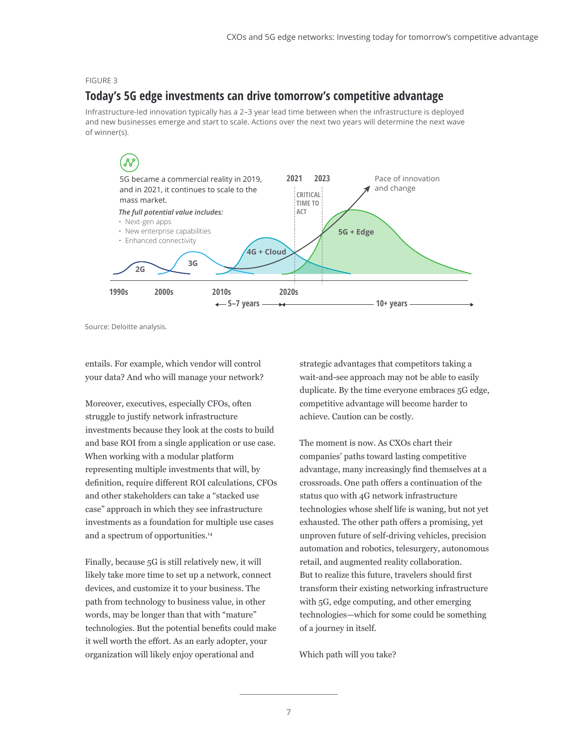FIGURE 3

## Today's 5G edge investments can drive tomorrow's competitive advantage

Infrastructure-led innovation typically has a 2–3 year lead time between when the infrastructure is deployed and new businesses emerge and start to scale. Actions over the next two years will determine the next wave of winner(s).

5G became a commercial reality in 2019, and in 2021, it continues to scale to the mass market.

*The full potential value includes:*

- Next-gen apps
- New enterprise capabilities
- Enhanced connectivity

2021 2023 CRITICAL TIME TO ACT

Pace of innovation and change

2G 3G 4G + Cloud 5G + Edge

1990s 2000s 2010s 2020s

5–7 years 10+ years

Source: Deloitte analysis.

entails. For example, which vendor will control your data? And who will manage your network?

Moreover, executives, especially CFOs, often struggle to justify network infrastructure investments because they look at the costs to build and base ROI from a single application or use case. When working with a modular platform representing multiple investments that will, by definition, require different ROI calculations, CFOs and other stakeholders can take a "stacked use case" approach in which they see infrastructure investments as a foundation for multiple use cases and a spectrum of opportunities.[14]

Finally, because 5G is still relatively new, it will likely take more time to set up a network, connect devices, and customize it to your business. The path from technology to business value, in other words, may be longer than that with "mature" technologies. But the potential benefits could make it well worth the effort. As an early adopter, your organization will likely enjoy operational and strategic advantages that competitors taking a wait-and-see approach may not be able to easily duplicate. By the time everyone embraces 5G edge, competitive advantage will become harder to achieve. Caution can be costly.

The moment is now. As CXOs chart their companies' paths toward lasting competitive advantage, many increasingly find themselves at a crossroads. One path offers a continuation of the status quo with 4G network infrastructure technologies whose shelf life is waning, but not yet exhausted. The other path offers a promising, yet unproven future of self-driving vehicles, precision automation and robotics, telesurgery, autonomous retail, and augmented reality collaboration. But to realize this future, travelers should first transform their existing networking infrastructure with 5G, edge computing, and other emerging technologies—which for some could be something of a journey in itself.

Which path will you take?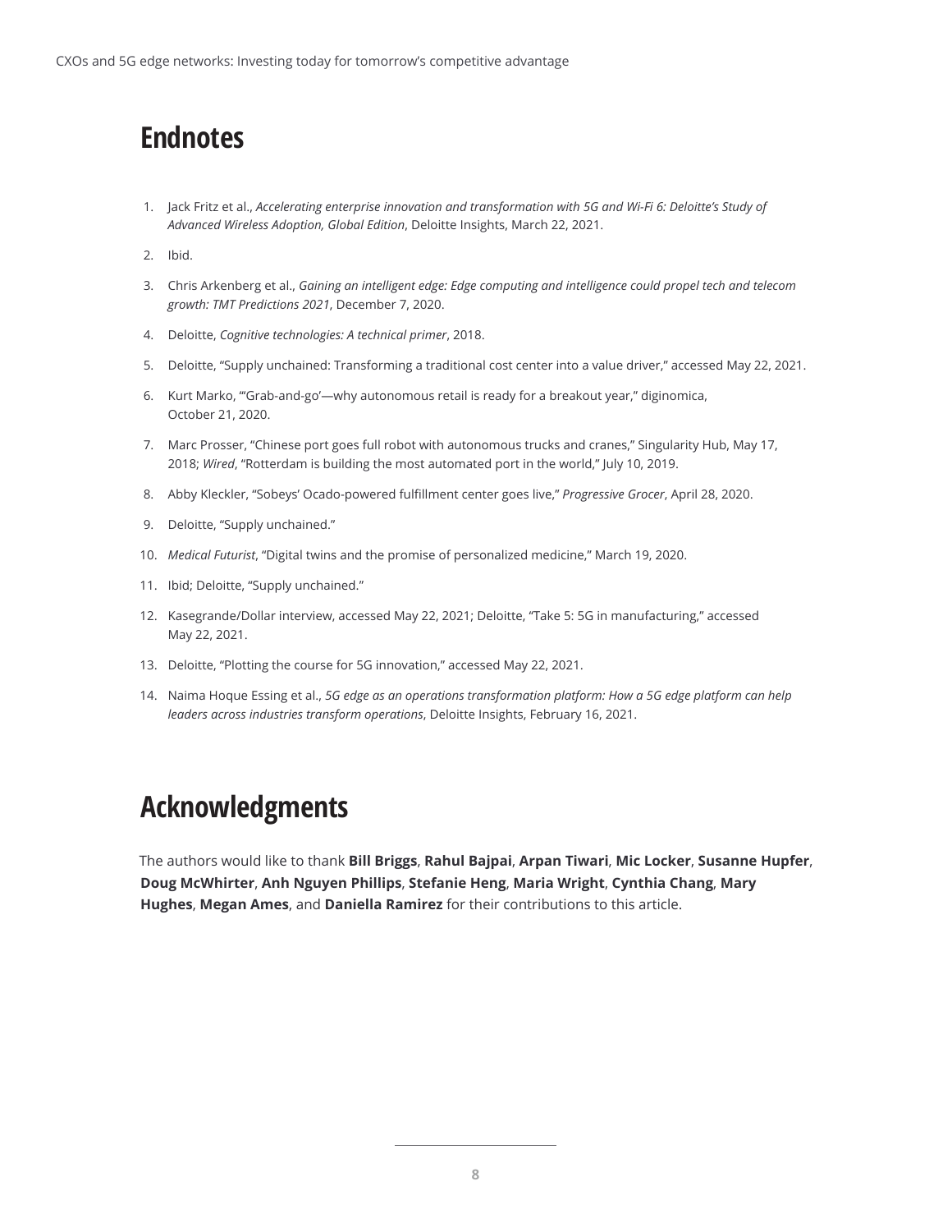## Endnotes

1. Jack Fritz et al., *Accelerating enterprise innovation and transformation with 5G and Wi-Fi 6: Deloitte's Study of Advanced Wireless Adoption, Global Edition*, Deloitte Insights, March 22, 2021.
2. Ibid.
3. Chris Arkenberg et al., *Gaining an intelligent edge: Edge computing and intelligence could propel tech and telecom growth: TMT Predictions 2021*, December 7, 2020.
4. Deloitte, *Cognitive technologies: A technical primer*, 2018.
5. Deloitte, "Supply unchained: Transforming a traditional cost center into a value driver," accessed May 22, 2021.
6. Kurt Marko, "'Grab-and-go'—why autonomous retail is ready for a breakout year," diginomica, October 21, 2020.
7. Marc Prosser, "Chinese port goes full robot with autonomous trucks and cranes," Singularity Hub, May 17, 2018; *Wired*, "Rotterdam is building the most automated port in the world," July 10, 2019.
8. Abby Kleckler, "Sobeys' Ocado-powered fulfillment center goes live," *Progressive Grocer*, April 28, 2020.
9. Deloitte, "Supply unchained."
10. *Medical Futurist*, "Digital twins and the promise of personalized medicine," March 19, 2020.
11. Ibid; Deloitte, "Supply unchained."
12. Kasegrande/Dollar interview, accessed May 22, 2021; Deloitte, "Take 5: 5G in manufacturing," accessed May 22, 2021.
13. Deloitte, "Plotting the course for 5G innovation," accessed May 22, 2021.
14. Naima Hoque Essing et al., *5G edge as an operations transformation platform: How a 5G edge platform can help leaders across industries transform operations*, Deloitte Insights, February 16, 2021.

## Acknowledgments

The authors would like to thank **Bill Briggs**, **Rahul Bajpai**, **Arpan Tiwari**, **Mic Locker**, **Susanne Hupfer**, **Doug McWhirter**, **Anh Nguyen Phillips**, **Stefanie Heng**, **Maria Wright**, **Cynthia Chang**, **Mary Hughes**, **Megan Ames**, and **Daniella Ramirez** for their contributions to this article.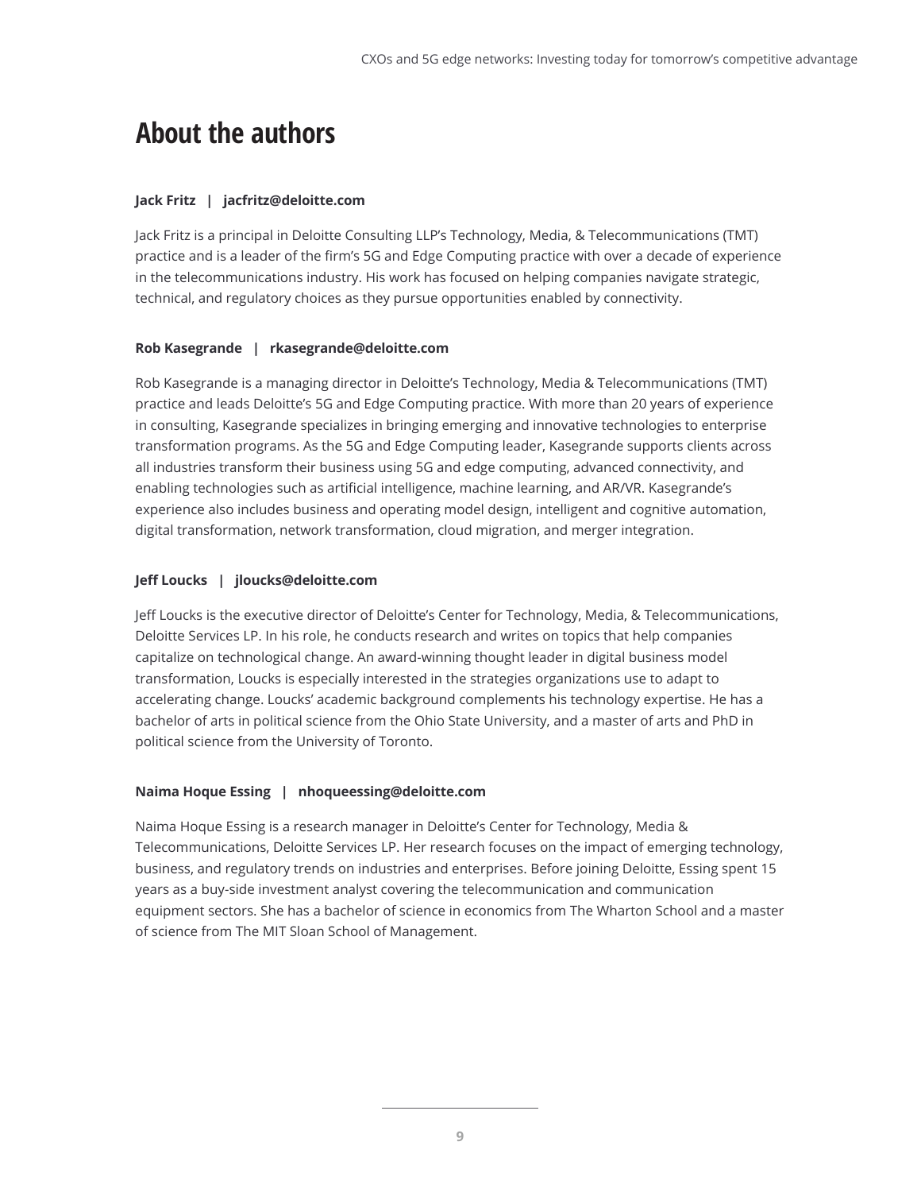# About the authors

**Jack Fritz | jacfritz@deloitte.com**

Jack Fritz is a principal in Deloitte Consulting LLP's Technology, Media, & Telecommunications (TMT) practice and is a leader of the firm's 5G and Edge Computing practice with over a decade of experience in the telecommunications industry. His work has focused on helping companies navigate strategic, technical, and regulatory choices as they pursue opportunities enabled by connectivity.

**Rob Kasegrande | rkasegrande@deloitte.com**

Rob Kasegrande is a managing director in Deloitte's Technology, Media & Telecommunications (TMT) practice and leads Deloitte's 5G and Edge Computing practice. With more than 20 years of experience in consulting, Kasegrande specializes in bringing emerging and innovative technologies to enterprise transformation programs. As the 5G and Edge Computing leader, Kasegrande supports clients across all industries transform their business using 5G and edge computing, advanced connectivity, and enabling technologies such as artificial intelligence, machine learning, and AR/VR. Kasegrande's experience also includes business and operating model design, intelligent and cognitive automation, digital transformation, network transformation, cloud migration, and merger integration.

**Jeff Loucks | jloucks@deloitte.com**

Jeff Loucks is the executive director of Deloitte's Center for Technology, Media, & Telecommunications, Deloitte Services LP. In his role, he conducts research and writes on topics that help companies capitalize on technological change. An award-winning thought leader in digital business model transformation, Loucks is especially interested in the strategies organizations use to adapt to accelerating change. Loucks' academic background complements his technology expertise. He has a bachelor of arts in political science from the Ohio State University, and a master of arts and PhD in political science from the University of Toronto.

**Naima Hoque Essing | nhoqueessing@deloitte.com**

Naima Hoque Essing is a research manager in Deloitte's Center for Technology, Media & Telecommunications, Deloitte Services LP. Her research focuses on the impact of emerging technology, business, and regulatory trends on industries and enterprises. Before joining Deloitte, Essing spent 15 years as a buy-side investment analyst covering the telecommunication and communication equipment sectors. She has a bachelor of science in economics from The Wharton School and a master of science from The MIT Sloan School of Management.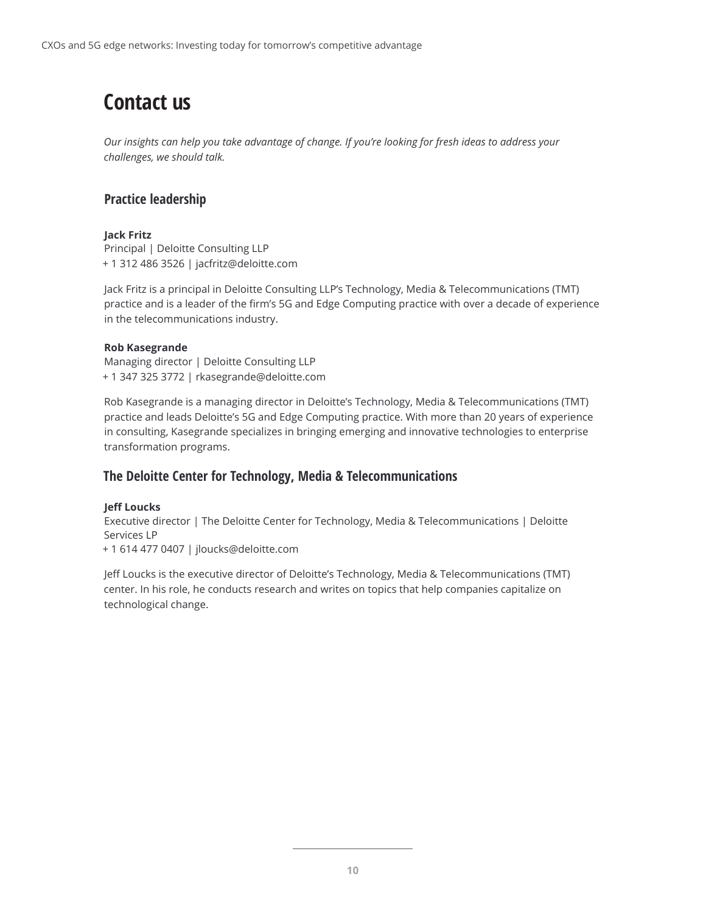# Contact us

*Our insights can help you take advantage of change. If you're looking for fresh ideas to address your challenges, we should talk.*

## Practice leadership

**Jack Fritz**
Principal | Deloitte Consulting LLP
+ 1 312 486 3526 | jacfritz@deloitte.com

Jack Fritz is a principal in Deloitte Consulting LLP's Technology, Media & Telecommunications (TMT) practice and is a leader of the firm's 5G and Edge Computing practice with over a decade of experience in the telecommunications industry.

**Rob Kasegrande**
Managing director | Deloitte Consulting LLP
+ 1 347 325 3772 | rkasegrande@deloitte.com

Rob Kasegrande is a managing director in Deloitte's Technology, Media & Telecommunications (TMT) practice and leads Deloitte's 5G and Edge Computing practice. With more than 20 years of experience in consulting, Kasegrande specializes in bringing emerging and innovative technologies to enterprise transformation programs.

## The Deloitte Center for Technology, Media & Telecommunications

**Jeff Loucks**
Executive director | The Deloitte Center for Technology, Media & Telecommunications | Deloitte Services LP
+ 1 614 477 0407 | jloucks@deloitte.com

Jeff Loucks is the executive director of Deloitte's Technology, Media & Telecommunications (TMT) center. In his role, he conducts research and writes on topics that help companies capitalize on technological change.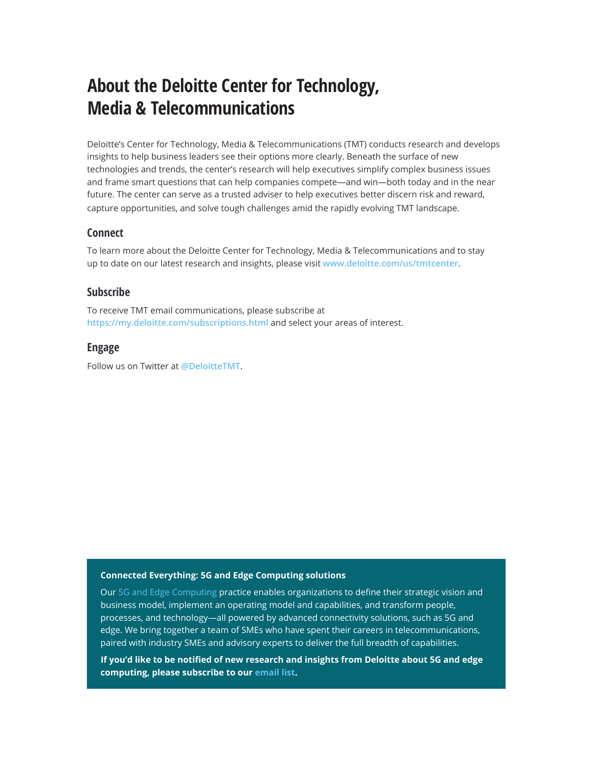# About the Deloitte Center for Technology, Media & Telecommunications

Deloitte's Center for Technology, Media & Telecommunications (TMT) conducts research and develops insights to help business leaders see their options more clearly. Beneath the surface of new technologies and trends, the center's research will help executives simplify complex business issues and frame smart questions that can help companies compete—and win—both today and in the near future. The center can serve as a trusted adviser to help executives better discern risk and reward, capture opportunities, and solve tough challenges amid the rapidly evolving TMT landscape.

## Connect

To learn more about the Deloitte Center for Technology, Media & Telecommunications and to stay up to date on our latest research and insights, please visit **www.deloitte.com/us/tmtcenter**.

## Subscribe

To receive TMT email communications, please subscribe at **https://my.deloitte.com/subscriptions.html** and select your areas of interest.

## Engage

Follow us on Twitter at @DeloitteTMT.

**Connected Everything: 5G and Edge Computing solutions**

Our 5G and Edge Computing practice enables organizations to define their strategic vision and business model, implement an operating model and capabilities, and transform people, processes, and technology—all powered by advanced connectivity solutions, such as 5G and edge. We bring together a team of SMEs who have spent their careers in telecommunications, paired with industry SMEs and advisory experts to deliver the full breadth of capabilities.

**If you'd like to be notified of new research and insights from Deloitte about 5G and edge computing, please subscribe to our email list.**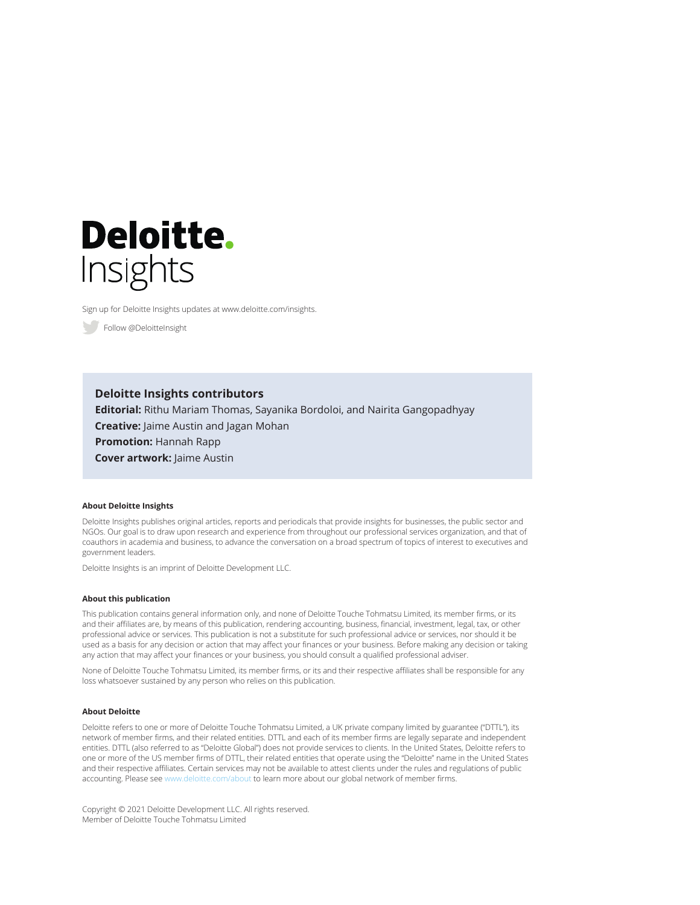# Deloitte. Insights

Sign up for Deloitte Insights updates at www.deloitte.com/insights.

Follow @DeloitteInsight

**Deloitte Insights contributors**
**Editorial:** Rithu Mariam Thomas, Sayanika Bordoloi, and Nairita Gangopadhyay
**Creative:** Jaime Austin and Jagan Mohan
**Promotion:** Hannah Rapp
**Cover artwork:** Jaime Austin

**About Deloitte Insights**

Deloitte Insights publishes original articles, reports and periodicals that provide insights for businesses, the public sector and NGOs. Our goal is to draw upon research and experience from throughout our professional services organization, and that of coauthors in academia and business, to advance the conversation on a broad spectrum of topics of interest to executives and government leaders.

Deloitte Insights is an imprint of Deloitte Development LLC.

**About this publication**

This publication contains general information only, and none of Deloitte Touche Tohmatsu Limited, its member firms, or its and their affiliates are, by means of this publication, rendering accounting, business, financial, investment, legal, tax, or other professional advice or services. This publication is not a substitute for such professional advice or services, nor should it be used as a basis for any decision or action that may affect your finances or your business. Before making any decision or taking any action that may affect your finances or your business, you should consult a qualified professional adviser.

None of Deloitte Touche Tohmatsu Limited, its member firms, or its and their respective affiliates shall be responsible for any loss whatsoever sustained by any person who relies on this publication.

**About Deloitte**

Deloitte refers to one or more of Deloitte Touche Tohmatsu Limited, a UK private company limited by guarantee ("DTTL"), its network of member firms, and their related entities. DTTL and each of its member firms are legally separate and independent entities. DTTL (also referred to as "Deloitte Global") does not provide services to clients. In the United States, Deloitte refers to one or more of the US member firms of DTTL, their related entities that operate using the "Deloitte" name in the United States and their respective affiliates. Certain services may not be available to attest clients under the rules and regulations of public accounting. Please see www.deloitte.com/about to learn more about our global network of member firms.

Copyright © 2021 Deloitte Development LLC. All rights reserved.
Member of Deloitte Touche Tohmatsu Limited